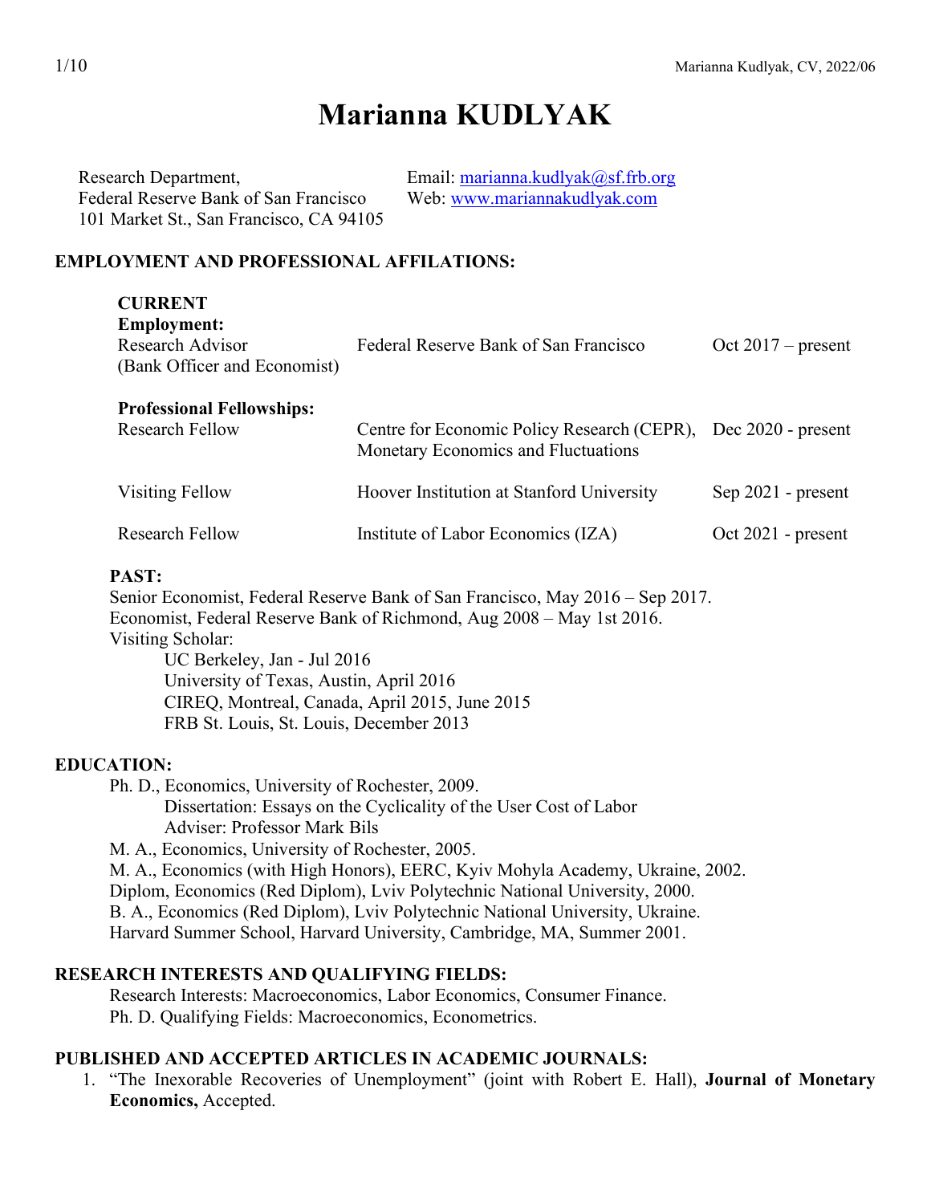# Marianna KUDLYAK

Research Department,
Federal Reserve Bank of San Francisco
101 Market St., San Francisco, CA 94105

Email: [marianna.kudlyak@sf.frb.org](mailto:marianna.kudlyak@sf.frb.org)
Web: [www.mariannakudlyak.com](http://www.mariannakudlyak.com)

## EMPLOYMENT AND PROFESSIONAL AFFILATIONS:

### CURRENT

**Employment:**

| | | |
|---|---|---|
| Research Advisor (Bank Officer and Economist) | Federal Reserve Bank of San Francisco | Oct 2017 – present |

**Professional Fellowships:**

| | | |
|---|---|---|
| Research Fellow | Centre for Economic Policy Research (CEPR), Monetary Economics and Fluctuations | Dec 2020 - present |
| Visiting Fellow | Hoover Institution at Stanford University | Sep 2021 - present |
| Research Fellow | Institute of Labor Economics (IZA) | Oct 2021 - present |

### PAST:

Senior Economist, Federal Reserve Bank of San Francisco, May 2016 – Sep 2017.
Economist, Federal Reserve Bank of Richmond, Aug 2008 – May 1st 2016.
Visiting Scholar:
- UC Berkeley, Jan - Jul 2016
- University of Texas, Austin, April 2016
- CIREQ, Montreal, Canada, April 2015, June 2015
- FRB St. Louis, St. Louis, December 2013

## EDUCATION:

Ph. D., Economics, University of Rochester, 2009.
- Dissertation: Essays on the Cyclicality of the User Cost of Labor
- Adviser: Professor Mark Bils

M. A., Economics, University of Rochester, 2005.
M. A., Economics (with High Honors), EERC, Kyiv Mohyla Academy, Ukraine, 2002.
Diplom, Economics (Red Diplom), Lviv Polytechnic National University, 2000.
B. A., Economics (Red Diplom), Lviv Polytechnic National University, Ukraine.
Harvard Summer School, Harvard University, Cambridge, MA, Summer 2001.

## RESEARCH INTERESTS AND QUALIFYING FIELDS:

Research Interests: Macroeconomics, Labor Economics, Consumer Finance.
Ph. D. Qualifying Fields: Macroeconomics, Econometrics.

## PUBLISHED AND ACCEPTED ARTICLES IN ACADEMIC JOURNALS:

1. "The Inexorable Recoveries of Unemployment" (joint with Robert E. Hall), **Journal of Monetary Economics,** Accepted.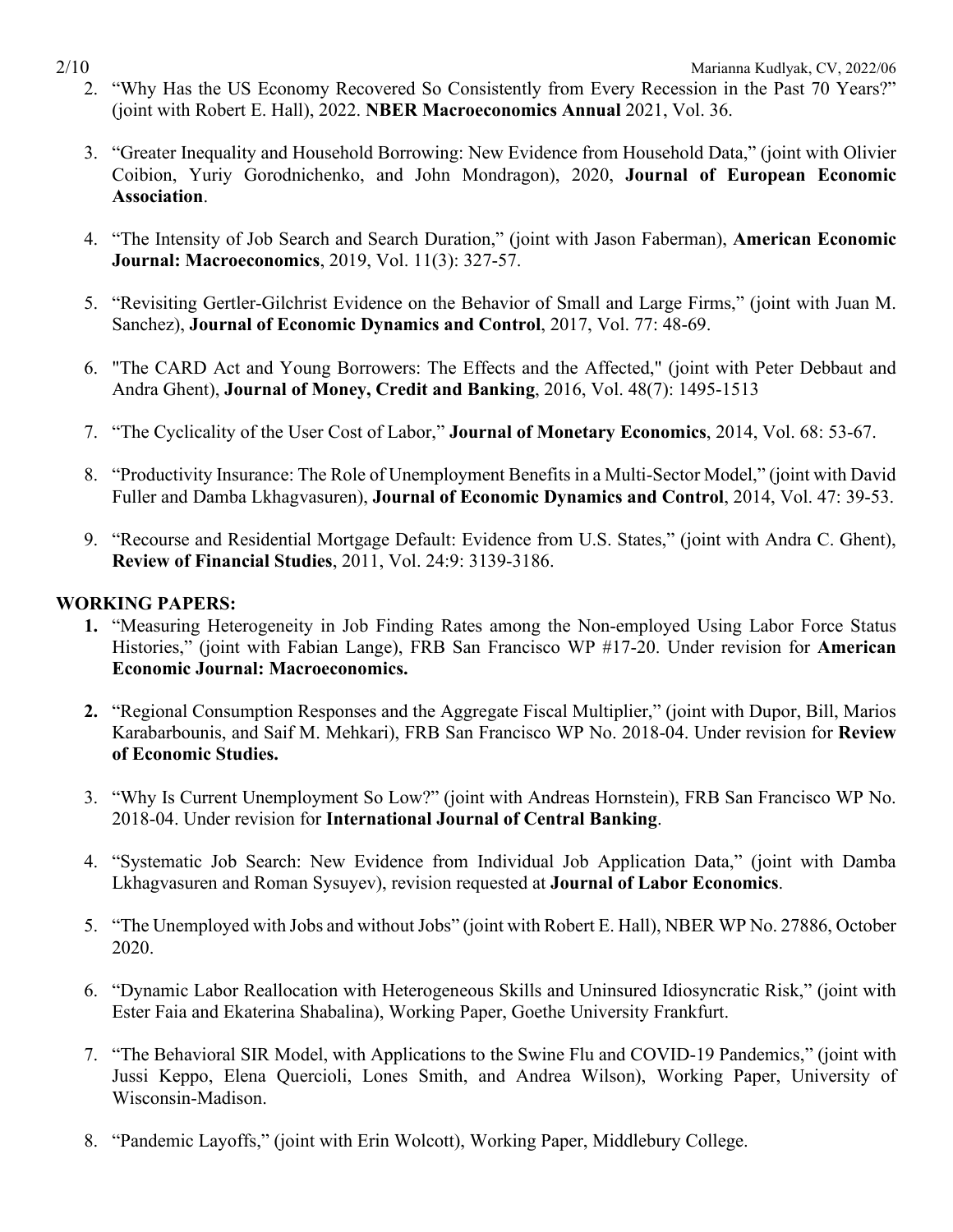2. "Why Has the US Economy Recovered So Consistently from Every Recession in the Past 70 Years?" (joint with Robert E. Hall), 2022. **NBER Macroeconomics Annual** 2021, Vol. 36.

3. "Greater Inequality and Household Borrowing: New Evidence from Household Data," (joint with Olivier Coibion, Yuriy Gorodnichenko, and John Mondragon), 2020, **Journal of European Economic Association**.

4. "The Intensity of Job Search and Search Duration," (joint with Jason Faberman), **American Economic Journal: Macroeconomics**, 2019, Vol. 11(3): 327-57.

5. "Revisiting Gertler-Gilchrist Evidence on the Behavior of Small and Large Firms," (joint with Juan M. Sanchez), **Journal of Economic Dynamics and Control**, 2017, Vol. 77: 48-69.

6. "The CARD Act and Young Borrowers: The Effects and the Affected," (joint with Peter Debbaut and Andra Ghent), **Journal of Money, Credit and Banking**, 2016, Vol. 48(7): 1495-1513

7. "The Cyclicality of the User Cost of Labor," **Journal of Monetary Economics**, 2014, Vol. 68: 53-67.

8. "Productivity Insurance: The Role of Unemployment Benefits in a Multi-Sector Model," (joint with David Fuller and Damba Lkhagvasuren), **Journal of Economic Dynamics and Control**, 2014, Vol. 47: 39-53.

9. "Recourse and Residential Mortgage Default: Evidence from U.S. States," (joint with Andra C. Ghent), **Review of Financial Studies**, 2011, Vol. 24:9: 3139-3186.

## WORKING PAPERS:

1. "Measuring Heterogeneity in Job Finding Rates among the Non-employed Using Labor Force Status Histories," (joint with Fabian Lange), FRB San Francisco WP #17-20. Under revision for **American Economic Journal: Macroeconomics.**

2. "Regional Consumption Responses and the Aggregate Fiscal Multiplier," (joint with Dupor, Bill, Marios Karabarbounis, and Saif M. Mehkari), FRB San Francisco WP No. 2018-04. Under revision for **Review of Economic Studies.**

3. "Why Is Current Unemployment So Low?" (joint with Andreas Hornstein), FRB San Francisco WP No. 2018-04. Under revision for **International Journal of Central Banking**.

4. "Systematic Job Search: New Evidence from Individual Job Application Data," (joint with Damba Lkhagvasuren and Roman Sysuyev), revision requested at **Journal of Labor Economics**.

5. "The Unemployed with Jobs and without Jobs" (joint with Robert E. Hall), NBER WP No. 27886, October 2020.

6. "Dynamic Labor Reallocation with Heterogeneous Skills and Uninsured Idiosyncratic Risk," (joint with Ester Faia and Ekaterina Shabalina), Working Paper, Goethe University Frankfurt.

7. "The Behavioral SIR Model, with Applications to the Swine Flu and COVID-19 Pandemics," (joint with Jussi Keppo, Elena Quercioli, Lones Smith, and Andrea Wilson), Working Paper, University of Wisconsin-Madison.

8. "Pandemic Layoffs," (joint with Erin Wolcott), Working Paper, Middlebury College.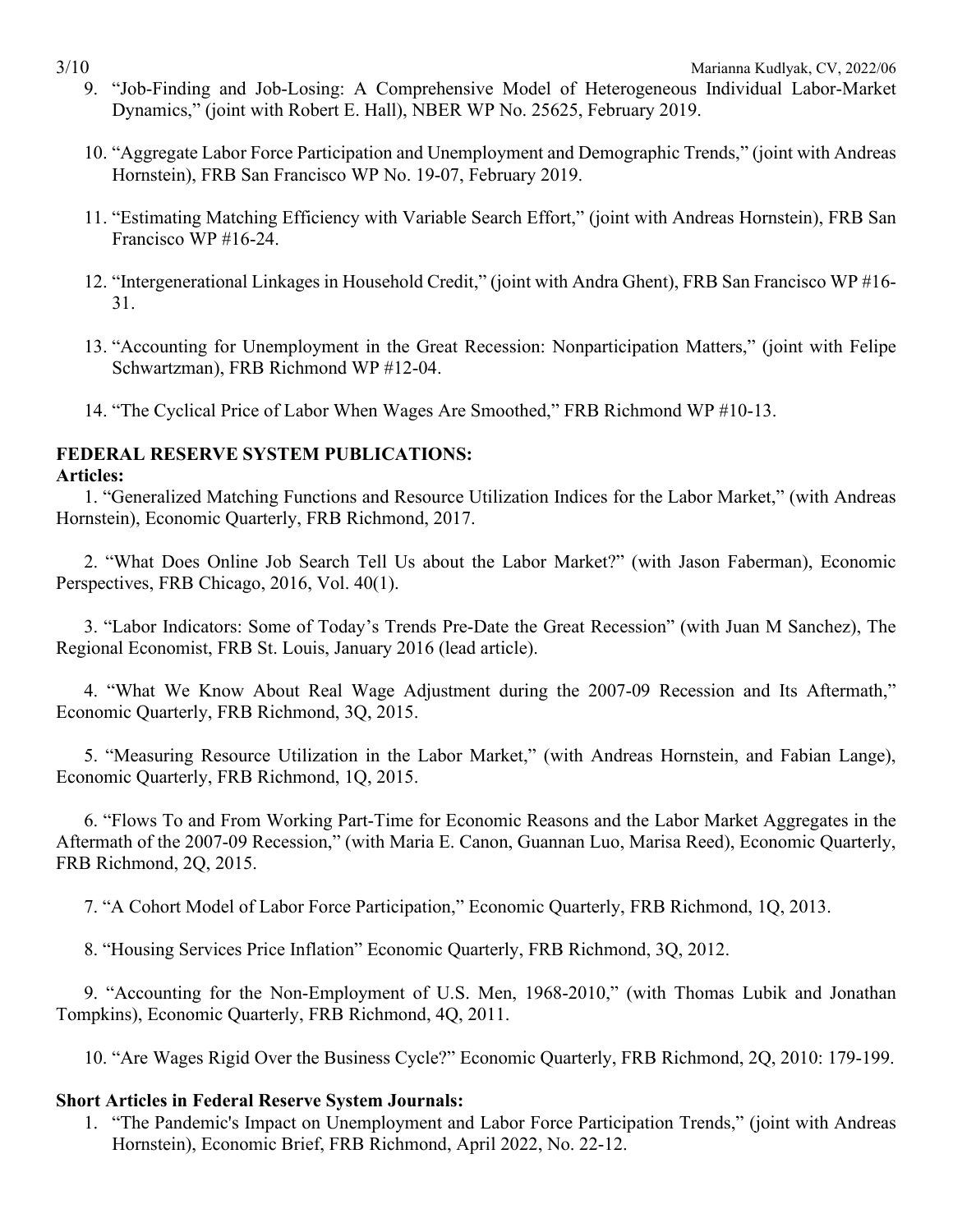9. "Job-Finding and Job-Losing: A Comprehensive Model of Heterogeneous Individual Labor-Market Dynamics," (joint with Robert E. Hall), NBER WP No. 25625, February 2019.

10. "Aggregate Labor Force Participation and Unemployment and Demographic Trends," (joint with Andreas Hornstein), FRB San Francisco WP No. 19-07, February 2019.

11. "Estimating Matching Efficiency with Variable Search Effort," (joint with Andreas Hornstein), FRB San Francisco WP #16-24.

12. "Intergenerational Linkages in Household Credit," (joint with Andra Ghent), FRB San Francisco WP #16-31.

13. "Accounting for Unemployment in the Great Recession: Nonparticipation Matters," (joint with Felipe Schwartzman), FRB Richmond WP #12-04.

14. "The Cyclical Price of Labor When Wages Are Smoothed," FRB Richmond WP #10-13.

**FEDERAL RESERVE SYSTEM PUBLICATIONS:**

**Articles:**

1. "Generalized Matching Functions and Resource Utilization Indices for the Labor Market," (with Andreas Hornstein), Economic Quarterly, FRB Richmond, 2017.

2. "What Does Online Job Search Tell Us about the Labor Market?" (with Jason Faberman), Economic Perspectives, FRB Chicago, 2016, Vol. 40(1).

3. "Labor Indicators: Some of Today's Trends Pre-Date the Great Recession" (with Juan M Sanchez), The Regional Economist, FRB St. Louis, January 2016 (lead article).

4. "What We Know About Real Wage Adjustment during the 2007-09 Recession and Its Aftermath," Economic Quarterly, FRB Richmond, 3Q, 2015.

5. "Measuring Resource Utilization in the Labor Market," (with Andreas Hornstein, and Fabian Lange), Economic Quarterly, FRB Richmond, 1Q, 2015.

6. "Flows To and From Working Part-Time for Economic Reasons and the Labor Market Aggregates in the Aftermath of the 2007-09 Recession," (with Maria E. Canon, Guannan Luo, Marisa Reed), Economic Quarterly, FRB Richmond, 2Q, 2015.

7. "A Cohort Model of Labor Force Participation," Economic Quarterly, FRB Richmond, 1Q, 2013.

8. "Housing Services Price Inflation" Economic Quarterly, FRB Richmond, 3Q, 2012.

9. "Accounting for the Non-Employment of U.S. Men, 1968-2010," (with Thomas Lubik and Jonathan Tompkins), Economic Quarterly, FRB Richmond, 4Q, 2011.

10. "Are Wages Rigid Over the Business Cycle?" Economic Quarterly, FRB Richmond, 2Q, 2010: 179-199.

**Short Articles in Federal Reserve System Journals:**

1. "The Pandemic's Impact on Unemployment and Labor Force Participation Trends," (joint with Andreas Hornstein), Economic Brief, FRB Richmond, April 2022, No. 22-12.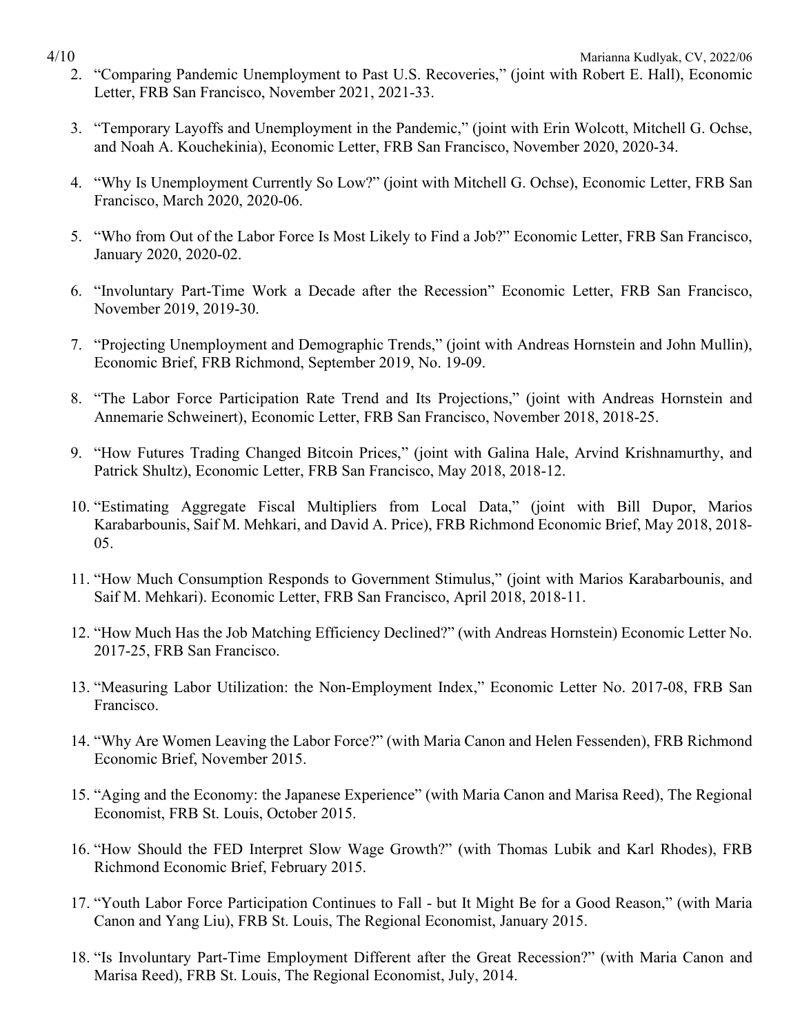2. "Comparing Pandemic Unemployment to Past U.S. Recoveries," (joint with Robert E. Hall), Economic Letter, FRB San Francisco, November 2021, 2021-33.

3. "Temporary Layoffs and Unemployment in the Pandemic," (joint with Erin Wolcott, Mitchell G. Ochse, and Noah A. Kouchekinia), Economic Letter, FRB San Francisco, November 2020, 2020-34.

4. "Why Is Unemployment Currently So Low?" (joint with Mitchell G. Ochse), Economic Letter, FRB San Francisco, March 2020, 2020-06.

5. "Who from Out of the Labor Force Is Most Likely to Find a Job?" Economic Letter, FRB San Francisco, January 2020, 2020-02.

6. "Involuntary Part-Time Work a Decade after the Recession" Economic Letter, FRB San Francisco, November 2019, 2019-30.

7. "Projecting Unemployment and Demographic Trends," (joint with Andreas Hornstein and John Mullin), Economic Brief, FRB Richmond, September 2019, No. 19-09.

8. "The Labor Force Participation Rate Trend and Its Projections," (joint with Andreas Hornstein and Annemarie Schweinert), Economic Letter, FRB San Francisco, November 2018, 2018-25.

9. "How Futures Trading Changed Bitcoin Prices," (joint with Galina Hale, Arvind Krishnamurthy, and Patrick Shultz), Economic Letter, FRB San Francisco, May 2018, 2018-12.

10. "Estimating Aggregate Fiscal Multipliers from Local Data," (joint with Bill Dupor, Marios Karabarbounis, Saif M. Mehkari, and David A. Price), FRB Richmond Economic Brief, May 2018, 2018-05.

11. "How Much Consumption Responds to Government Stimulus," (joint with Marios Karabarbounis, and Saif M. Mehkari). Economic Letter, FRB San Francisco, April 2018, 2018-11.

12. "How Much Has the Job Matching Efficiency Declined?" (with Andreas Hornstein) Economic Letter No. 2017-25, FRB San Francisco.

13. "Measuring Labor Utilization: the Non-Employment Index," Economic Letter No. 2017-08, FRB San Francisco.

14. "Why Are Women Leaving the Labor Force?" (with Maria Canon and Helen Fessenden), FRB Richmond Economic Brief, November 2015.

15. "Aging and the Economy: the Japanese Experience" (with Maria Canon and Marisa Reed), The Regional Economist, FRB St. Louis, October 2015.

16. "How Should the FED Interpret Slow Wage Growth?" (with Thomas Lubik and Karl Rhodes), FRB Richmond Economic Brief, February 2015.

17. "Youth Labor Force Participation Continues to Fall - but It Might Be for a Good Reason," (with Maria Canon and Yang Liu), FRB St. Louis, The Regional Economist, January 2015.

18. "Is Involuntary Part-Time Employment Different after the Great Recession?" (with Maria Canon and Marisa Reed), FRB St. Louis, The Regional Economist, July, 2014.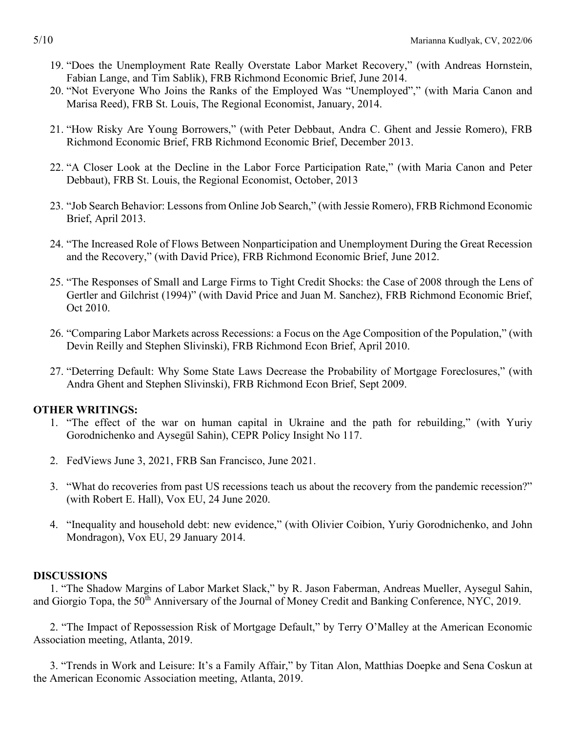19. "Does the Unemployment Rate Really Overstate Labor Market Recovery," (with Andreas Hornstein, Fabian Lange, and Tim Sablik), FRB Richmond Economic Brief, June 2014.
20. "Not Everyone Who Joins the Ranks of the Employed Was "Unemployed"," (with Maria Canon and Marisa Reed), FRB St. Louis, The Regional Economist, January, 2014.
21. "How Risky Are Young Borrowers," (with Peter Debbaut, Andra C. Ghent and Jessie Romero), FRB Richmond Economic Brief, FRB Richmond Economic Brief, December 2013.
22. "A Closer Look at the Decline in the Labor Force Participation Rate," (with Maria Canon and Peter Debbaut), FRB St. Louis, the Regional Economist, October, 2013
23. "Job Search Behavior: Lessons from Online Job Search," (with Jessie Romero), FRB Richmond Economic Brief, April 2013.
24. "The Increased Role of Flows Between Nonparticipation and Unemployment During the Great Recession and the Recovery," (with David Price), FRB Richmond Economic Brief, June 2012.
25. "The Responses of Small and Large Firms to Tight Credit Shocks: the Case of 2008 through the Lens of Gertler and Gilchrist (1994)" (with David Price and Juan M. Sanchez), FRB Richmond Economic Brief, Oct 2010.
26. "Comparing Labor Markets across Recessions: a Focus on the Age Composition of the Population," (with Devin Reilly and Stephen Slivinski), FRB Richmond Econ Brief, April 2010.
27. "Deterring Default: Why Some State Laws Decrease the Probability of Mortgage Foreclosures," (with Andra Ghent and Stephen Slivinski), FRB Richmond Econ Brief, Sept 2009.

**OTHER WRITINGS:**

1. "The effect of the war on human capital in Ukraine and the path for rebuilding," (with Yuriy Gorodnichenko and Aysegül Sahin), CEPR Policy Insight No 117.
2. FedViews June 3, 2021, FRB San Francisco, June 2021.
3. "What do recoveries from past US recessions teach us about the recovery from the pandemic recession?" (with Robert E. Hall), Vox EU, 24 June 2020.
4. "Inequality and household debt: new evidence," (with Olivier Coibion, Yuriy Gorodnichenko, and John Mondragon), Vox EU, 29 January 2014.

**DISCUSSIONS**

1. "The Shadow Margins of Labor Market Slack," by R. Jason Faberman, Andreas Mueller, Aysegul Sahin, and Giorgio Topa, the 50th Anniversary of the Journal of Money Credit and Banking Conference, NYC, 2019.

2. "The Impact of Repossession Risk of Mortgage Default," by Terry O'Malley at the American Economic Association meeting, Atlanta, 2019.

3. "Trends in Work and Leisure: It's a Family Affair," by Titan Alon, Matthias Doepke and Sena Coskun at the American Economic Association meeting, Atlanta, 2019.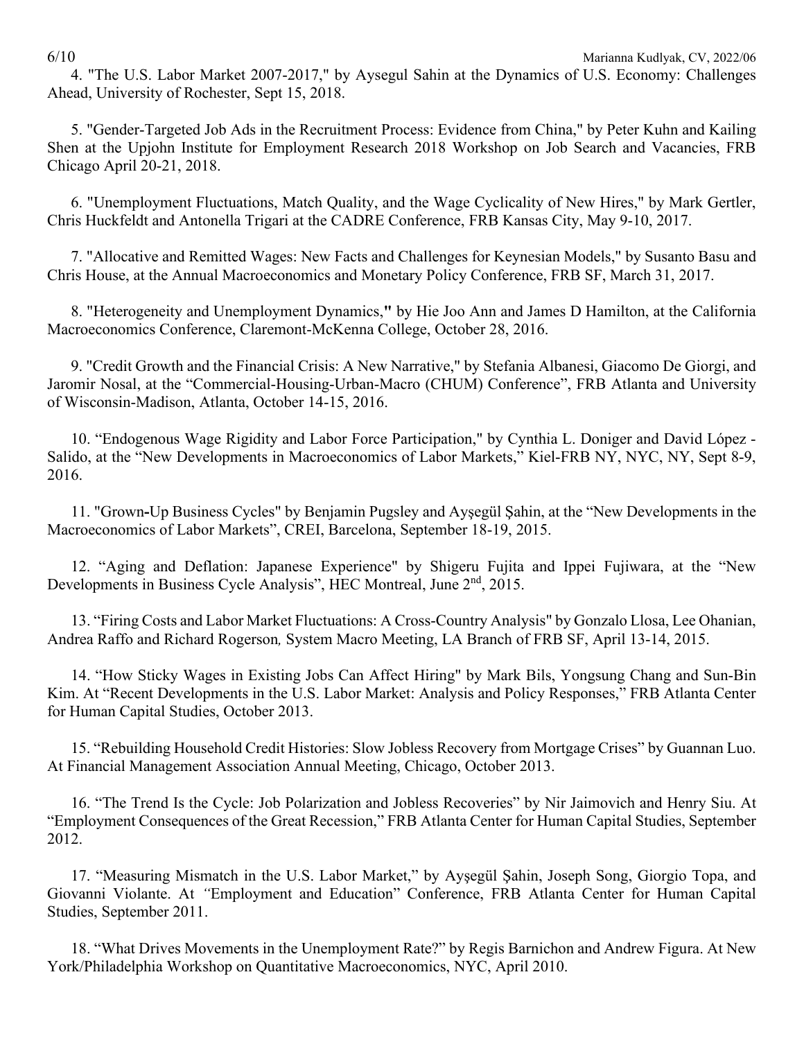4. "The U.S. Labor Market 2007-2017," by Aysegul Sahin at the Dynamics of U.S. Economy: Challenges Ahead, University of Rochester, Sept 15, 2018.

5. "Gender-Targeted Job Ads in the Recruitment Process: Evidence from China," by Peter Kuhn and Kailing Shen at the Upjohn Institute for Employment Research 2018 Workshop on Job Search and Vacancies, FRB Chicago April 20-21, 2018.

6. "Unemployment Fluctuations, Match Quality, and the Wage Cyclicality of New Hires," by Mark Gertler, Chris Huckfeldt and Antonella Trigari at the CADRE Conference, FRB Kansas City, May 9-10, 2017.

7. "Allocative and Remitted Wages: New Facts and Challenges for Keynesian Models," by Susanto Basu and Chris House, at the Annual Macroeconomics and Monetary Policy Conference, FRB SF, March 31, 2017.

8. "Heterogeneity and Unemployment Dynamics," by Hie Joo Ann and James D Hamilton, at the California Macroeconomics Conference, Claremont-McKenna College, October 28, 2016.

9. "Credit Growth and the Financial Crisis: A New Narrative," by Stefania Albanesi, Giacomo De Giorgi, and Jaromir Nosal, at the "Commercial-Housing-Urban-Macro (CHUM) Conference", FRB Atlanta and University of Wisconsin-Madison, Atlanta, October 14-15, 2016.

10. "Endogenous Wage Rigidity and Labor Force Participation," by Cynthia L. Doniger and David López - Salido, at the "New Developments in Macroeconomics of Labor Markets," Kiel-FRB NY, NYC, NY, Sept 8-9, 2016.

11. "Grown-Up Business Cycles" by Benjamin Pugsley and Ayşegül Şahin, at the "New Developments in the Macroeconomics of Labor Markets", CREI, Barcelona, September 18-19, 2015.

12. "Aging and Deflation: Japanese Experience" by Shigeru Fujita and Ippei Fujiwara, at the "New Developments in Business Cycle Analysis", HEC Montreal, June 2nd, 2015.

13. "Firing Costs and Labor Market Fluctuations: A Cross-Country Analysis" by Gonzalo Llosa, Lee Ohanian, Andrea Raffo and Richard Rogerson*,* System Macro Meeting, LA Branch of FRB SF, April 13-14, 2015.

14. "How Sticky Wages in Existing Jobs Can Affect Hiring" by Mark Bils, Yongsung Chang and Sun-Bin Kim. At "Recent Developments in the U.S. Labor Market: Analysis and Policy Responses," FRB Atlanta Center for Human Capital Studies, October 2013.

15. "Rebuilding Household Credit Histories: Slow Jobless Recovery from Mortgage Crises" by Guannan Luo. At Financial Management Association Annual Meeting, Chicago, October 2013.

16. "The Trend Is the Cycle: Job Polarization and Jobless Recoveries" by Nir Jaimovich and Henry Siu. At "Employment Consequences of the Great Recession," FRB Atlanta Center for Human Capital Studies, September 2012.

17. "Measuring Mismatch in the U.S. Labor Market," by Ayşegül Şahin, Joseph Song, Giorgio Topa, and Giovanni Violante. At "Employment and Education" Conference, FRB Atlanta Center for Human Capital Studies, September 2011.

18. "What Drives Movements in the Unemployment Rate?" by Regis Barnichon and Andrew Figura. At New York/Philadelphia Workshop on Quantitative Macroeconomics, NYC, April 2010.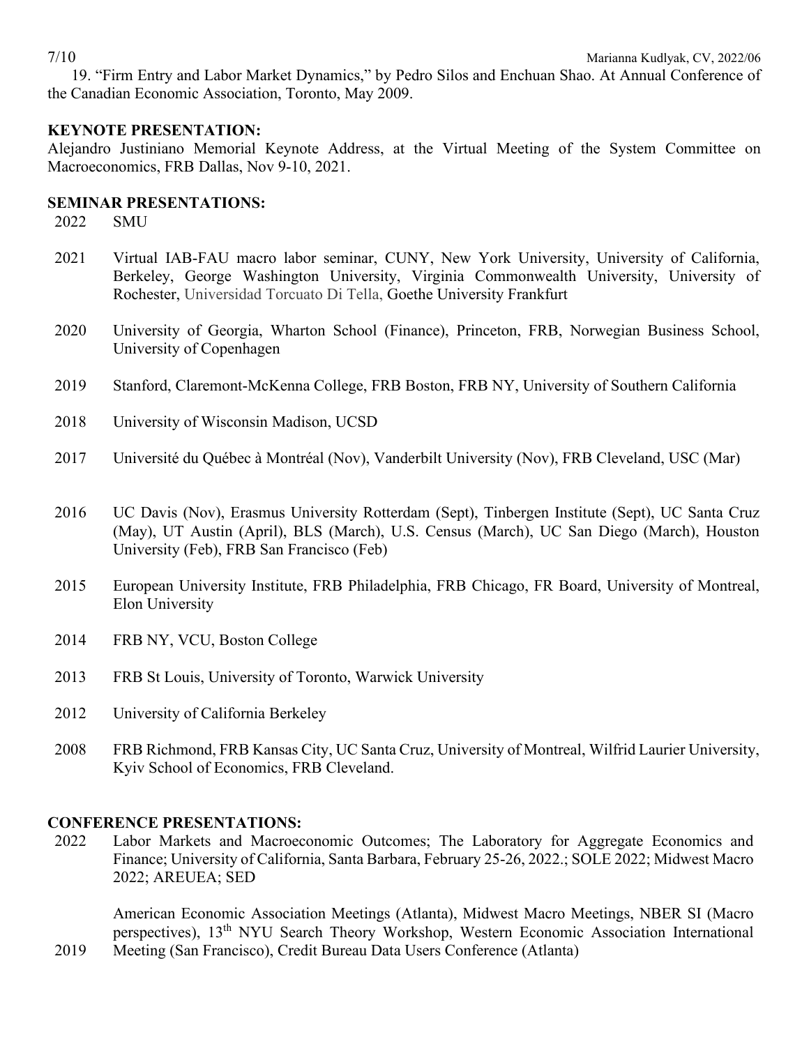19. "Firm Entry and Labor Market Dynamics," by Pedro Silos and Enchuan Shao. At Annual Conference of the Canadian Economic Association, Toronto, May 2009.

**KEYNOTE PRESENTATION:**

Alejandro Justiniano Memorial Keynote Address, at the Virtual Meeting of the System Committee on Macroeconomics, FRB Dallas, Nov 9-10, 2021.

**SEMINAR PRESENTATIONS:**

| | |
|---|---|
| 2022 | SMU |
| 2021 | Virtual IAB-FAU macro labor seminar, CUNY, New York University, University of California, Berkeley, George Washington University, Virginia Commonwealth University, University of Rochester, Universidad Torcuato Di Tella, Goethe University Frankfurt |
| 2020 | University of Georgia, Wharton School (Finance), Princeton, FRB, Norwegian Business School, University of Copenhagen |
| 2019 | Stanford, Claremont-McKenna College, FRB Boston, FRB NY, University of Southern California |
| 2018 | University of Wisconsin Madison, UCSD |
| 2017 | Université du Québec à Montréal (Nov), Vanderbilt University (Nov), FRB Cleveland, USC (Mar) |
| 2016 | UC Davis (Nov), Erasmus University Rotterdam (Sept), Tinbergen Institute (Sept), UC Santa Cruz (May), UT Austin (April), BLS (March), U.S. Census (March), UC San Diego (March), Houston University (Feb), FRB San Francisco (Feb) |
| 2015 | European University Institute, FRB Philadelphia, FRB Chicago, FR Board, University of Montreal, Elon University |
| 2014 | FRB NY, VCU, Boston College |
| 2013 | FRB St Louis, University of Toronto, Warwick University |
| 2012 | University of California Berkeley |
| 2008 | FRB Richmond, FRB Kansas City, UC Santa Cruz, University of Montreal, Wilfrid Laurier University, Kyiv School of Economics, FRB Cleveland. |

**CONFERENCE PRESENTATIONS:**

| | |
|---|---|
| 2022 | Labor Markets and Macroeconomic Outcomes; The Laboratory for Aggregate Economics and Finance; University of California, Santa Barbara, February 25-26, 2022.; SOLE 2022; Midwest Macro 2022; AREUEA; SED |
| 2019 | American Economic Association Meetings (Atlanta), Midwest Macro Meetings, NBER SI (Macro perspectives), 13th NYU Search Theory Workshop, Western Economic Association International Meeting (San Francisco), Credit Bureau Data Users Conference (Atlanta) |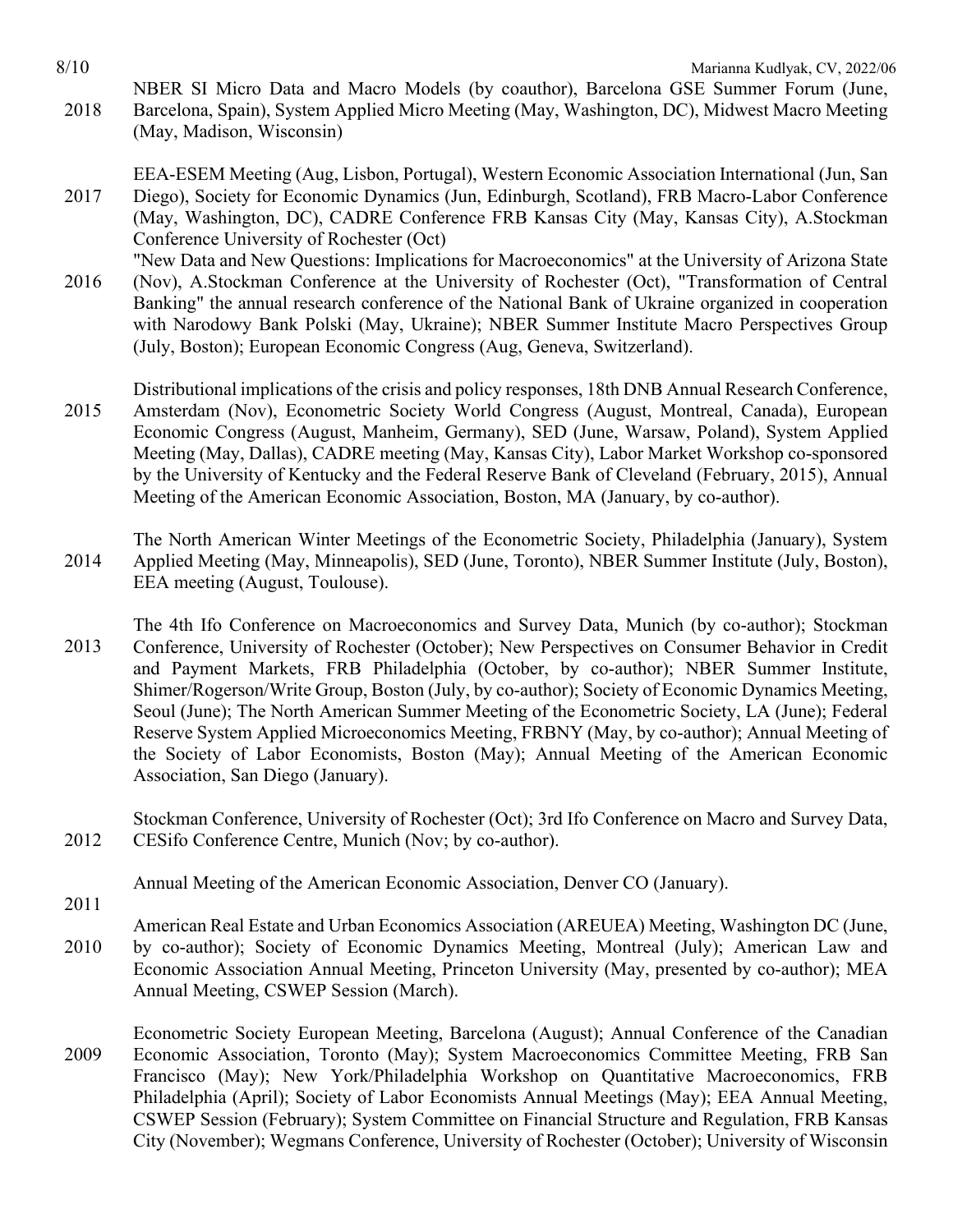2018 NBER SI Micro Data and Macro Models (by coauthor), Barcelona GSE Summer Forum (June, Barcelona, Spain), System Applied Micro Meeting (May, Washington, DC), Midwest Macro Meeting (May, Madison, Wisconsin)

2017 EEA-ESEM Meeting (Aug, Lisbon, Portugal), Western Economic Association International (Jun, San Diego), Society for Economic Dynamics (Jun, Edinburgh, Scotland), FRB Macro-Labor Conference (May, Washington, DC), CADRE Conference FRB Kansas City (May, Kansas City), A.Stockman Conference University of Rochester (Oct)

2016 "New Data and New Questions: Implications for Macroeconomics" at the University of Arizona State (Nov), A.Stockman Conference at the University of Rochester (Oct), "Transformation of Central Banking" the annual research conference of the National Bank of Ukraine organized in cooperation with Narodowy Bank Polski (May, Ukraine); NBER Summer Institute Macro Perspectives Group (July, Boston); European Economic Congress (Aug, Geneva, Switzerland).

2015 Distributional implications of the crisis and policy responses, 18th DNB Annual Research Conference, Amsterdam (Nov), Econometric Society World Congress (August, Montreal, Canada), European Economic Congress (August, Manheim, Germany), SED (June, Warsaw, Poland), System Applied Meeting (May, Dallas), CADRE meeting (May, Kansas City), Labor Market Workshop co-sponsored by the University of Kentucky and the Federal Reserve Bank of Cleveland (February, 2015), Annual Meeting of the American Economic Association, Boston, MA (January, by co-author).

2014 The North American Winter Meetings of the Econometric Society, Philadelphia (January), System Applied Meeting (May, Minneapolis), SED (June, Toronto), NBER Summer Institute (July, Boston), EEA meeting (August, Toulouse).

2013 The 4th Ifo Conference on Macroeconomics and Survey Data, Munich (by co-author); Stockman Conference, University of Rochester (October); New Perspectives on Consumer Behavior in Credit and Payment Markets, FRB Philadelphia (October, by co-author); NBER Summer Institute, Shimer/Rogerson/Write Group, Boston (July, by co-author); Society of Economic Dynamics Meeting, Seoul (June); The North American Summer Meeting of the Econometric Society, LA (June); Federal Reserve System Applied Microeconomics Meeting, FRBNY (May, by co-author); Annual Meeting of the Society of Labor Economists, Boston (May); Annual Meeting of the American Economic Association, San Diego (January).

2012 Stockman Conference, University of Rochester (Oct); 3rd Ifo Conference on Macro and Survey Data, CESifo Conference Centre, Munich (Nov; by co-author).

2011 Annual Meeting of the American Economic Association, Denver CO (January).

2010 American Real Estate and Urban Economics Association (AREUEA) Meeting, Washington DC (June, by co-author); Society of Economic Dynamics Meeting, Montreal (July); American Law and Economic Association Annual Meeting, Princeton University (May, presented by co-author); MEA Annual Meeting, CSWEP Session (March).

2009 Econometric Society European Meeting, Barcelona (August); Annual Conference of the Canadian Economic Association, Toronto (May); System Macroeconomics Committee Meeting, FRB San Francisco (May); New York/Philadelphia Workshop on Quantitative Macroeconomics, FRB Philadelphia (April); Society of Labor Economists Annual Meetings (May); EEA Annual Meeting, CSWEP Session (February); System Committee on Financial Structure and Regulation, FRB Kansas City (November); Wegmans Conference, University of Rochester (October); University of Wisconsin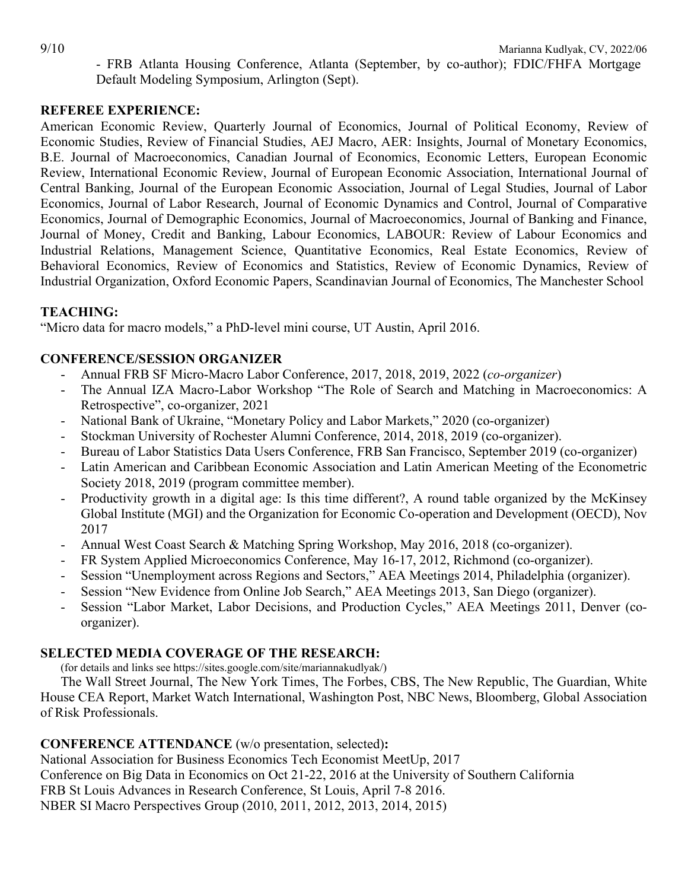- FRB Atlanta Housing Conference, Atlanta (September, by co-author); FDIC/FHFA Mortgage Default Modeling Symposium, Arlington (Sept).

**REFEREE EXPERIENCE:**

American Economic Review, Quarterly Journal of Economics, Journal of Political Economy, Review of Economic Studies, Review of Financial Studies, AEJ Macro, AER: Insights, Journal of Monetary Economics, B.E. Journal of Macroeconomics, Canadian Journal of Economics, Economic Letters, European Economic Review, International Economic Review, Journal of European Economic Association, International Journal of Central Banking, Journal of the European Economic Association, Journal of Legal Studies, Journal of Labor Economics, Journal of Labor Research, Journal of Economic Dynamics and Control, Journal of Comparative Economics, Journal of Demographic Economics, Journal of Macroeconomics, Journal of Banking and Finance, Journal of Money, Credit and Banking, Labour Economics, LABOUR: Review of Labour Economics and Industrial Relations, Management Science, Quantitative Economics, Real Estate Economics, Review of Behavioral Economics, Review of Economics and Statistics, Review of Economic Dynamics, Review of Industrial Organization, Oxford Economic Papers, Scandinavian Journal of Economics, The Manchester School

**TEACHING:**

"Micro data for macro models," a PhD-level mini course, UT Austin, April 2016.

**CONFERENCE/SESSION ORGANIZER**

- Annual FRB SF Micro-Macro Labor Conference, 2017, 2018, 2019, 2022 (*co-organizer*)
- The Annual IZA Macro-Labor Workshop "The Role of Search and Matching in Macroeconomics: A Retrospective", co-organizer, 2021
- National Bank of Ukraine, "Monetary Policy and Labor Markets," 2020 (co-organizer)
- Stockman University of Rochester Alumni Conference, 2014, 2018, 2019 (co-organizer).
- Bureau of Labor Statistics Data Users Conference, FRB San Francisco, September 2019 (co-organizer)
- Latin American and Caribbean Economic Association and Latin American Meeting of the Econometric Society 2018, 2019 (program committee member).
- Productivity growth in a digital age: Is this time different?, A round table organized by the McKinsey Global Institute (MGI) and the Organization for Economic Co-operation and Development (OECD), Nov 2017
- Annual West Coast Search & Matching Spring Workshop, May 2016, 2018 (co-organizer).
- FR System Applied Microeconomics Conference, May 16-17, 2012, Richmond (co-organizer).
- Session "Unemployment across Regions and Sectors," AEA Meetings 2014, Philadelphia (organizer).
- Session "New Evidence from Online Job Search," AEA Meetings 2013, San Diego (organizer).
- Session "Labor Market, Labor Decisions, and Production Cycles," AEA Meetings 2011, Denver (co-organizer).

**SELECTED MEDIA COVERAGE OF THE RESEARCH:**

(for details and links see https://sites.google.com/site/mariannakudlyak/)

The Wall Street Journal, The New York Times, The Forbes, CBS, The New Republic, The Guardian, White House CEA Report, Market Watch International, Washington Post, NBC News, Bloomberg, Global Association of Risk Professionals.

**CONFERENCE ATTENDANCE** (w/o presentation, selected)**:**

National Association for Business Economics Tech Economist MeetUp, 2017

Conference on Big Data in Economics on Oct 21-22, 2016 at the University of Southern California

FRB St Louis Advances in Research Conference, St Louis, April 7-8 2016.

NBER SI Macro Perspectives Group (2010, 2011, 2012, 2013, 2014, 2015)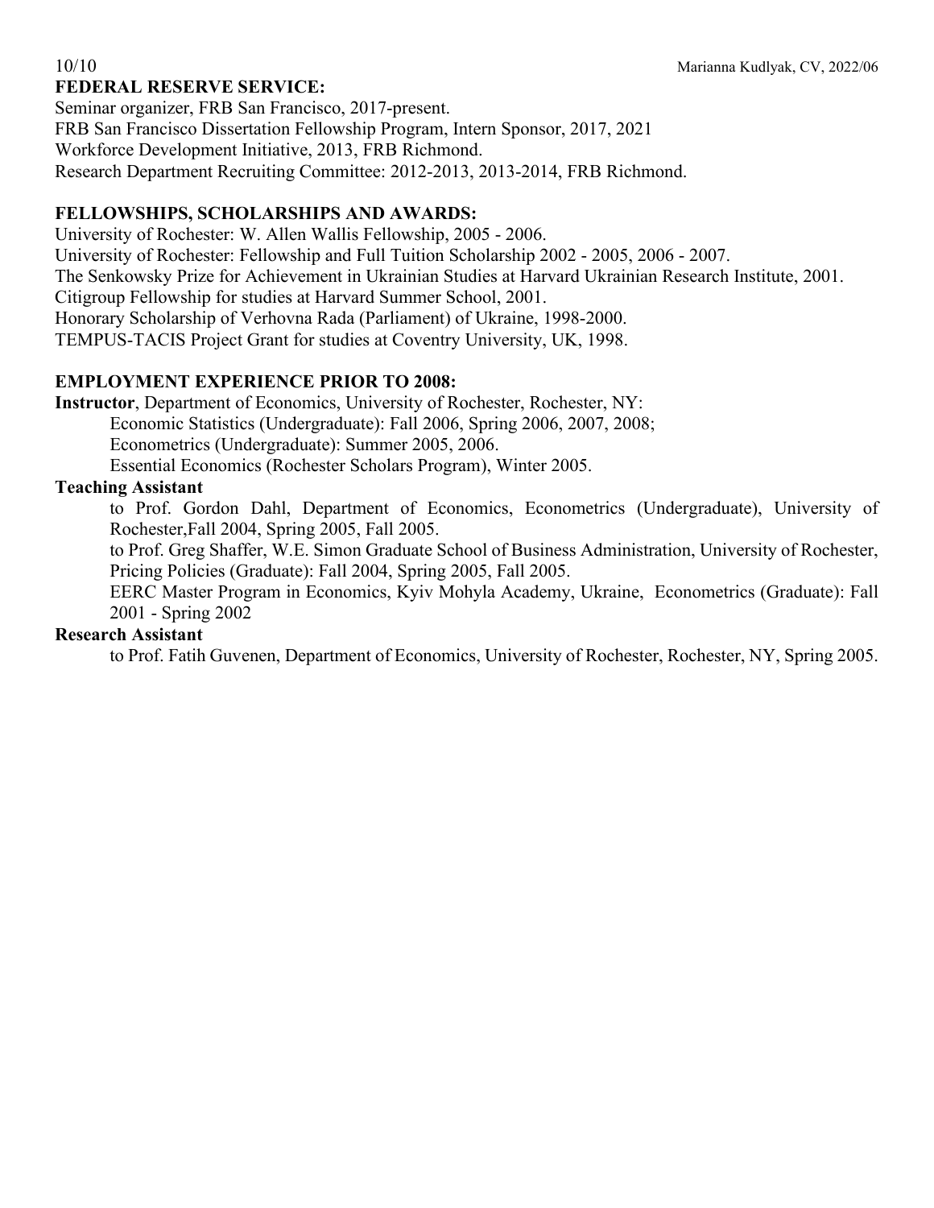**FEDERAL RESERVE SERVICE:**

Seminar organizer, FRB San Francisco, 2017-present.
FRB San Francisco Dissertation Fellowship Program, Intern Sponsor, 2017, 2021
Workforce Development Initiative, 2013, FRB Richmond.
Research Department Recruiting Committee: 2012-2013, 2013-2014, FRB Richmond.

**FELLOWSHIPS, SCHOLARSHIPS AND AWARDS:**

University of Rochester: W. Allen Wallis Fellowship, 2005 - 2006.
University of Rochester: Fellowship and Full Tuition Scholarship 2002 - 2005, 2006 - 2007.
The Senkowsky Prize for Achievement in Ukrainian Studies at Harvard Ukrainian Research Institute, 2001.
Citigroup Fellowship for studies at Harvard Summer School, 2001.
Honorary Scholarship of Verhovna Rada (Parliament) of Ukraine, 1998-2000.
TEMPUS-TACIS Project Grant for studies at Coventry University, UK, 1998.

**EMPLOYMENT EXPERIENCE PRIOR TO 2008:**

**Instructor**, Department of Economics, University of Rochester, Rochester, NY:

- Economic Statistics (Undergraduate): Fall 2006, Spring 2006, 2007, 2008;
- Econometrics (Undergraduate): Summer 2005, 2006.
- Essential Economics (Rochester Scholars Program), Winter 2005.

**Teaching Assistant**

- to Prof. Gordon Dahl, Department of Economics, Econometrics (Undergraduate), University of Rochester,Fall 2004, Spring 2005, Fall 2005.
- to Prof. Greg Shaffer, W.E. Simon Graduate School of Business Administration, University of Rochester, Pricing Policies (Graduate): Fall 2004, Spring 2005, Fall 2005.
- EERC Master Program in Economics, Kyiv Mohyla Academy, Ukraine, Econometrics (Graduate): Fall 2001 - Spring 2002

**Research Assistant**

- to Prof. Fatih Guvenen, Department of Economics, University of Rochester, Rochester, NY, Spring 2005.